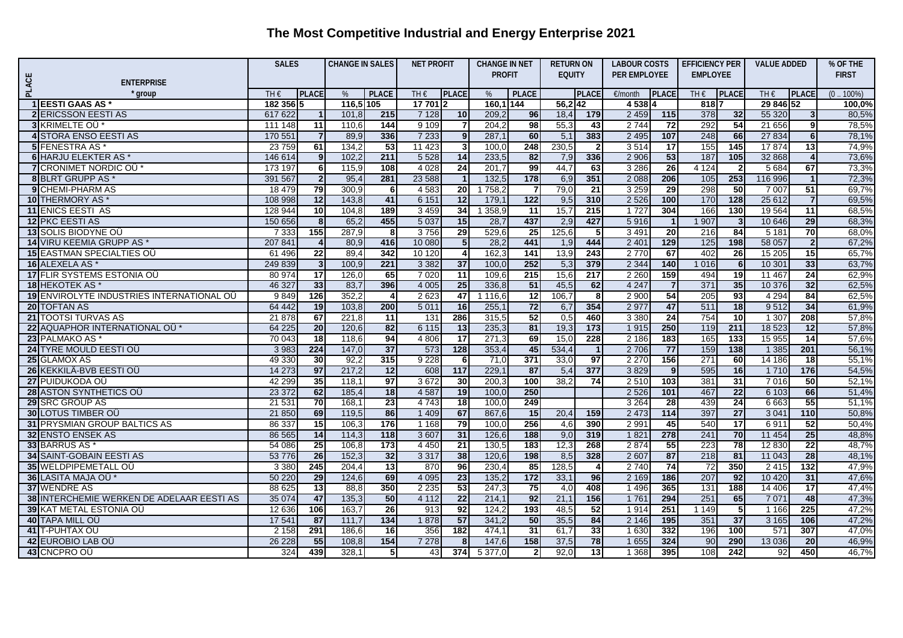# The Most Competitive Industrial and Energy Enterprise 2021

| PLACE | ENTERPRISE<br>* group | SALES | | CHANGE IN SALES | | NET PROFIT | | CHANGE IN NET PROFIT | | RETURN ON EQUITY | | LABOUR COSTS PER EMPLOYEE | | EFFICIENCY PER EMPLOYEE | | VALUE ADDED | | % OF THE FIRST |
|---|---|---|---|---|---|---|---|---|---|---|---|---|---|---|---|---|---|---|
| | | TH € | PLACE | % | PLACE | TH € | PLACE | % | PLACE | | PLACE | €/month | PLACE | TH € | PLACE | TH € | PLACE | (0 .. 100%) |
| 1 | EESTI GAAS AS * | 182 356 | 5 | 116,5 | 105 | 17 701 | 2 | 160,1 | 144 | 56,2 | 42 | 4 538 | 4 | 818 | 7 | 29 846 | 52 | 100,0% |
| 2 | ERICSSON EESTI AS | 617 622 | 1 | 101,8 | 215 | 7 128 | 10 | 209,2 | 96 | 18,4 | 179 | 2 459 | 115 | 378 | 32 | 55 320 | 3 | 80,5% |
| 3 | KRIMELTE OÜ * | 111 148 | 11 | 110,6 | 144 | 9 109 | 7 | 204,2 | 98 | 55,3 | 43 | 2 744 | 72 | 292 | 54 | 21 656 | 9 | 78,5% |
| 4 | STORA ENSO EESTI AS | 170 551 | 7 | 89,9 | 336 | 7 233 | 9 | 287,1 | 60 | 5,1 | 383 | 2 495 | 107 | 248 | 66 | 27 834 | 6 | 78,1% |
| 5 | FENESTRA AS * | 23 759 | 61 | 134,2 | 53 | 11 423 | 3 | 100,0 | 248 | 230,5 | 2 | 3 514 | 17 | 155 | 145 | 17 874 | 13 | 74,9% |
| 6 | HARJU ELEKTER AS * | 146 614 | 9 | 102,2 | 211 | 5 528 | 14 | 233,5 | 82 | 7,9 | 336 | 2 906 | 53 | 187 | 105 | 32 868 | 4 | 73,6% |
| 7 | CRONIMET NORDIC OÜ * | 173 197 | 6 | 115,9 | 108 | 4 028 | 24 | 201,7 | 99 | 44,7 | 63 | 3 286 | 26 | 4 124 | 2 | 5 684 | 67 | 73,3% |
| 8 | BLRT GRUPP AS * | 391 567 | 2 | 95,4 | 281 | 23 588 | 1 | 132,5 | 178 | 6,9 | 351 | 2 088 | 206 | 105 | 253 | 116 996 | 1 | 72,3% |
| 9 | CHEMI-PHARM AS | 18 479 | 79 | 300,9 | 6 | 4 583 | 20 | 1 758,2 | 7 | 79,0 | 21 | 3 259 | 29 | 298 | 50 | 7 007 | 51 | 69,7% |
| 10 | THERMORY AS * | 108 998 | 12 | 143,8 | 41 | 6 151 | 12 | 179,1 | 122 | 9,5 | 310 | 2 526 | 100 | 170 | 128 | 25 612 | 7 | 69,5% |
| 11 | ENICS EESTI AS | 128 944 | 10 | 104,8 | 189 | 3 459 | 34 | 1 358,9 | 11 | 15,7 | 215 | 1 727 | 304 | 166 | 130 | 19 564 | 11 | 68,5% |
| 12 | PKC EESTI AS | 150 656 | 8 | 65,2 | 455 | 5 037 | 15 | 28,7 | 437 | 2,9 | 427 | 5 916 | 1 | 1 907 | 3 | 10 646 | 29 | 68,3% |
| 13 | SOLIS BIODYNE OÜ | 7 333 | 155 | 287,9 | 8 | 3 756 | 29 | 529,6 | 25 | 125,6 | 5 | 3 491 | 20 | 216 | 84 | 5 181 | 70 | 68,0% |
| 14 | VIRU KEEMIA GRUPP AS * | 207 841 | 4 | 80,9 | 416 | 10 080 | 5 | 28,2 | 441 | 1,9 | 444 | 2 401 | 129 | 125 | 198 | 58 057 | 2 | 67,2% |
| 15 | EASTMAN SPECIALTIES OÜ | 61 496 | 22 | 89,4 | 342 | 10 120 | 4 | 162,3 | 141 | 13,9 | 243 | 2 770 | 67 | 402 | 26 | 15 205 | 15 | 65,7% |
| 16 | ALEXELA AS * | 249 839 | 3 | 100,9 | 221 | 3 382 | 37 | 100,0 | 252 | 5,3 | 379 | 2 344 | 140 | 1 016 | 6 | 10 301 | 33 | 63,7% |
| 17 | FLIR SYSTEMS ESTONIA OÜ | 80 974 | 17 | 126,0 | 65 | 7 020 | 11 | 109,6 | 215 | 15,6 | 217 | 2 260 | 159 | 494 | 19 | 11 467 | 24 | 62,9% |
| 18 | HEKOTEK AS * | 46 327 | 33 | 83,7 | 396 | 4 005 | 25 | 336,8 | 51 | 45,5 | 62 | 4 247 | 7 | 371 | 35 | 10 376 | 32 | 62,5% |
| 19 | ENVIROLYTE INDUSTRIES INTERNATIONAL OÜ | 9 849 | 126 | 352,2 | 4 | 2 623 | 47 | 1 116,6 | 12 | 106,7 | 8 | 2 900 | 54 | 205 | 93 | 4 294 | 84 | 62,5% |
| 20 | TOFTAN AS | 64 442 | 19 | 103,8 | 200 | 5 011 | 16 | 255,1 | 72 | 6,7 | 354 | 2 977 | 47 | 511 | 18 | 9 512 | 34 | 61,9% |
| 21 | TOOTSI TURVAS AS | 21 878 | 67 | 221,8 | 11 | 131 | 286 | 315,5 | 52 | 0,5 | 460 | 3 380 | 24 | 754 | 10 | 1 307 | 208 | 57,8% |
| 22 | AQUAPHOR INTERNATIONAL OÜ * | 64 225 | 20 | 120,6 | 82 | 6 115 | 13 | 235,3 | 81 | 19,3 | 173 | 1 915 | 250 | 119 | 211 | 18 523 | 12 | 57,8% |
| 23 | PALMAKO AS * | 70 043 | 18 | 118,6 | 94 | 4 806 | 17 | 271,3 | 69 | 15,0 | 228 | 2 186 | 183 | 165 | 133 | 15 955 | 14 | 57,6% |
| 24 | TYRE MOULD EESTI OÜ | 3 983 | 224 | 147,0 | 37 | 573 | 128 | 353,4 | 45 | 534,4 | 1 | 2 706 | 77 | 159 | 138 | 1 385 | 201 | 56,1% |
| 25 | GLAMOX AS | 49 330 | 30 | 92,2 | 315 | 9 228 | 6 | 71,0 | 371 | 33,0 | 97 | 2 270 | 156 | 271 | 60 | 14 186 | 18 | 55,1% |
| 26 | KEKKILÄ-BVB EESTI OÜ | 14 273 | 97 | 217,2 | 12 | 608 | 117 | 229,1 | 87 | 5,4 | 377 | 3 829 | 9 | 595 | 16 | 1 710 | 176 | 54,5% |
| 27 | PUIDUKODA OÜ | 42 299 | 35 | 118,1 | 97 | 3 672 | 30 | 200,3 | 100 | 38,2 | 74 | 2 510 | 103 | 381 | 31 | 7 016 | 50 | 52,1% |
| 28 | ASTON SYNTHETICS OÜ | 23 372 | 62 | 185,4 | 18 | 4 587 | 19 | 100,0 | 250 | | | 2 526 | 101 | 467 | 22 | 6 103 | 66 | 51,4% |
| 29 | SRC GROUP AS | 21 531 | 70 | 168,1 | 23 | 4 743 | 18 | 100,0 | 249 | | | 3 264 | 28 | 439 | 24 | 6 663 | 55 | 51,1% |
| 30 | LOTUS TIMBER OÜ | 21 850 | 69 | 119,5 | 86 | 1 409 | 67 | 867,6 | 15 | 20,4 | 159 | 2 473 | 114 | 397 | 27 | 3 041 | 110 | 50,8% |
| 31 | PRYSMIAN GROUP BALTICS AS | 86 337 | 15 | 106,3 | 176 | 1 168 | 79 | 100,0 | 256 | 4,6 | 390 | 2 991 | 45 | 540 | 17 | 6 911 | 52 | 50,4% |
| 32 | ENSTO ENSEK AS | 86 565 | 14 | 114,3 | 118 | 3 607 | 31 | 126,6 | 188 | 9,0 | 319 | 1 821 | 278 | 241 | 70 | 11 454 | 25 | 48,8% |
| 33 | BARRUS AS * | 54 086 | 25 | 106,8 | 173 | 4 450 | 21 | 130,5 | 183 | 12,3 | 268 | 2 874 | 55 | 223 | 78 | 12 830 | 22 | 48,7% |
| 34 | SAINT-GOBAIN EESTI AS | 53 776 | 26 | 152,3 | 32 | 3 317 | 38 | 120,6 | 198 | 8,5 | 328 | 2 607 | 87 | 218 | 81 | 11 043 | 28 | 48,1% |
| 35 | WELDPIPEMETALL OÜ | 3 380 | 245 | 204,4 | 13 | 870 | 96 | 230,4 | 85 | 128,5 | 4 | 2 740 | 74 | 72 | 350 | 2 415 | 132 | 47,9% |
| 36 | LASITA MAJA OÜ * | 50 220 | 29 | 124,6 | 69 | 4 095 | 23 | 135,2 | 172 | 33,1 | 96 | 2 169 | 186 | 207 | 92 | 10 420 | 31 | 47,6% |
| 37 | WENDRE AS | 88 625 | 13 | 88,8 | 350 | 2 235 | 53 | 247,3 | 75 | 4,0 | 408 | 1 496 | 365 | 131 | 188 | 14 406 | 17 | 47,4% |
| 38 | INTERCHEMIE WERKEN DE ADELAAR EESTI AS | 35 074 | 47 | 135,3 | 50 | 4 112 | 22 | 214,1 | 92 | 21,1 | 156 | 1 761 | 294 | 251 | 65 | 7 071 | 48 | 47,3% |
| 39 | KAT METAL ESTONIA OÜ | 12 636 | 106 | 163,7 | 26 | 913 | 92 | 124,2 | 193 | 48,5 | 52 | 1 914 | 251 | 1 149 | 5 | 1 166 | 225 | 47,2% |
| 40 | TAPA MILL OÜ | 17 541 | 87 | 111,7 | 134 | 1 878 | 57 | 341,2 | 50 | 35,5 | 84 | 2 146 | 195 | 351 | 37 | 3 165 | 106 | 47,2% |
| 41 | T-PUHTAX OÜ | 2 158 | 291 | 186,6 | 16 | 356 | 182 | 474,1 | 31 | 61,7 | 33 | 1 630 | 332 | 196 | 100 | 571 | 307 | 47,0% |
| 42 | EUROBIO LAB OÜ | 26 228 | 55 | 108,8 | 154 | 7 278 | 8 | 147,6 | 158 | 37,5 | 78 | 1 655 | 324 | 90 | 290 | 13 036 | 20 | 46,9% |
| 43 | CNCPRO OÜ | 324 | 439 | 328,1 | 5 | 43 | 374 | 5 377,0 | 2 | 92,0 | 13 | 1 368 | 395 | 108 | 242 | 92 | 450 | 46,7% |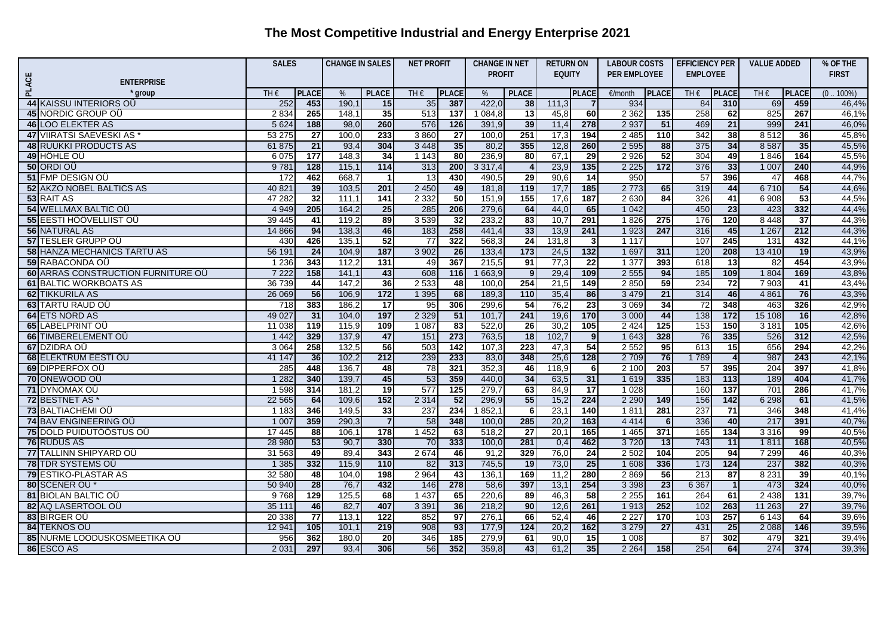# The Most Competitive Industrial and Energy Enterprise 2021

| PLACE | ENTERPRISE * group | SALES | | CHANGE IN SALES | | NET PROFIT | | CHANGE IN NET PROFIT | | RETURN ON EQUITY | | LABOUR COSTS PER EMPLOYEE | | EFFICIENCY PER EMPLOYEE | | VALUE ADDED | | % OF THE FIRST |
|---|---|---|---|---|---|---|---|---|---|---|---|---|---|---|---|---|---|---|
| | | TH € | PLACE | % | PLACE | TH € | PLACE | % | PLACE | | PLACE | €/month | PLACE | TH € | PLACE | TH € | PLACE | (0 .. 100%) |
| 44 | KAISSU INTERIORS OÜ | 252 | 453 | 190,1 | 15 | 35 | 387 | 422,0 | 38 | 111,3 | 7 | 934 | | 84 | 310 | 69 | 459 | 46,4% |
| 45 | NORDIC GROUP OÜ | 2 834 | 265 | 148,1 | 35 | 513 | 137 | 1 084,8 | 13 | 45,8 | 60 | 2 362 | 135 | 258 | 62 | 825 | 267 | 46,1% |
| 46 | LOO ELEKTER AS | 5 624 | 188 | 98,0 | 260 | 576 | 126 | 391,9 | 39 | 11,4 | 278 | 2 937 | 51 | 469 | 21 | 999 | 241 | 46,0% |
| 47 | VIIRATSI SAEVESKI AS * | 53 275 | 27 | 100,0 | 233 | 3 860 | 27 | 100,0 | 251 | 17,3 | 194 | 2 485 | 110 | 342 | 38 | 8 512 | 36 | 45,8% |
| 48 | RUUKKI PRODUCTS AS | 61 875 | 21 | 93,4 | 304 | 3 448 | 35 | 80,2 | 355 | 12,8 | 260 | 2 595 | 88 | 375 | 34 | 8 587 | 35 | 45,5% |
| 49 | HÖHLE OÜ | 6 075 | 177 | 148,3 | 34 | 1 143 | 80 | 236,9 | 80 | 67,1 | 29 | 2 926 | 52 | 304 | 49 | 1 846 | 164 | 45,5% |
| 50 | ORDI OÜ | 9 781 | 128 | 115,1 | 114 | 313 | 200 | 3 317,4 | 4 | 23,9 | 135 | 2 225 | 172 | 376 | 33 | 1 007 | 240 | 44,9% |
| 51 | FMP DESIGN OÜ | 172 | 462 | 668,7 | 1 | 13 | 430 | 490,5 | 29 | 90,6 | 14 | 950 | | 57 | 396 | 47 | 468 | 44,7% |
| 52 | AKZO NOBEL BALTICS AS | 40 821 | 39 | 103,5 | 201 | 2 450 | 49 | 181,8 | 119 | 17,7 | 185 | 2 773 | 65 | 319 | 44 | 6 710 | 54 | 44,6% |
| 53 | RAIT AS | 47 282 | 32 | 111,1 | 141 | 2 332 | 50 | 151,9 | 155 | 17,6 | 187 | 2 630 | 84 | 326 | 41 | 6 908 | 53 | 44,5% |
| 54 | WELLMAX BALTIC OÜ | 4 949 | 205 | 164,2 | 25 | 285 | 206 | 279,6 | 64 | 44,0 | 65 | 1 042 | | 450 | 23 | 423 | 332 | 44,4% |
| 55 | EESTI HÖÖVELLIIST OÜ | 39 445 | 41 | 119,2 | 89 | 3 539 | 32 | 233,2 | 83 | 10,7 | 291 | 1 826 | 275 | 176 | 120 | 8 448 | 37 | 44,3% |
| 56 | NATURAL AS | 14 866 | 94 | 138,3 | 46 | 183 | 258 | 441,4 | 33 | 13,9 | 241 | 1 923 | 247 | 316 | 45 | 1 267 | 212 | 44,3% |
| 57 | TESLER GRUPP OÜ | 430 | 426 | 135,1 | 52 | 77 | 322 | 568,3 | 24 | 131,8 | 3 | 1 117 | | 107 | 245 | 131 | 432 | 44,1% |
| 58 | HANZA MECHANICS TARTU AS | 56 191 | 24 | 104,9 | 187 | 3 902 | 26 | 133,4 | 173 | 24,5 | 132 | 1 697 | 311 | 120 | 208 | 13 410 | 19 | 43,9% |
| 59 | RABACONDA OÜ | 1 236 | 343 | 112,2 | 131 | 49 | 367 | 215,5 | 91 | 77,3 | 22 | 1 377 | 393 | 618 | 13 | 82 | 454 | 43,9% |
| 60 | ARRAS CONSTRUCTION FURNITURE OÜ | 7 222 | 158 | 141,1 | 43 | 608 | 116 | 1 663,9 | 9 | 29,4 | 109 | 2 555 | 94 | 185 | 109 | 1 804 | 169 | 43,8% |
| 61 | BALTIC WORKBOATS AS | 36 739 | 44 | 147,2 | 36 | 2 533 | 48 | 100,0 | 254 | 21,5 | 149 | 2 850 | 59 | 234 | 72 | 7 903 | 41 | 43,4% |
| 62 | TIKKURILA AS | 26 069 | 56 | 106,9 | 172 | 1 395 | 68 | 189,3 | 110 | 35,4 | 86 | 3 479 | 21 | 314 | 46 | 4 861 | 76 | 43,3% |
| 63 | TARTU RAUD OÜ | 718 | 383 | 186,2 | 17 | 95 | 306 | 299,6 | 54 | 76,2 | 23 | 3 069 | 34 | 72 | 348 | 463 | 326 | 42,9% |
| 64 | ETS NORD AS | 49 027 | 31 | 104,0 | 197 | 2 329 | 51 | 101,7 | 241 | 19,6 | 170 | 3 000 | 44 | 138 | 172 | 15 108 | 16 | 42,8% |
| 65 | LABELPRINT OÜ | 11 038 | 119 | 115,9 | 109 | 1 087 | 83 | 522,0 | 26 | 30,2 | 105 | 2 424 | 125 | 153 | 150 | 3 181 | 105 | 42,6% |
| 66 | TIMBERELEMENT OÜ | 1 442 | 329 | 137,9 | 47 | 151 | 273 | 763,5 | 18 | 102,7 | 9 | 1 643 | 328 | 76 | 335 | 526 | 312 | 42,5% |
| 67 | DZIDRA OÜ | 3 064 | 258 | 132,5 | 56 | 503 | 142 | 107,3 | 223 | 47,3 | 54 | 2 552 | 95 | 613 | 15 | 656 | 294 | 42,2% |
| 68 | ELEKTRUM EESTI OÜ | 41 147 | 36 | 102,2 | 212 | 239 | 233 | 83,0 | 348 | 25,6 | 128 | 2 709 | 76 | 1 789 | 4 | 987 | 243 | 42,1% |
| 69 | DIPPERFOX OÜ | 285 | 448 | 136,7 | 48 | 78 | 321 | 352,3 | 46 | 118,9 | 6 | 2 100 | 203 | 57 | 395 | 204 | 397 | 41,8% |
| 70 | ONEWOOD OÜ | 1 282 | 340 | 139,7 | 45 | 53 | 359 | 440,0 | 34 | 63,5 | 31 | 1 619 | 335 | 183 | 113 | 189 | 404 | 41,7% |
| 71 | DYNOMAX OÜ | 1 598 | 314 | 181,2 | 19 | 577 | 125 | 279,7 | 63 | 84,9 | 17 | 1 028 | | 160 | 137 | 701 | 286 | 41,7% |
| 72 | BESTNET AS * | 22 565 | 64 | 109,6 | 152 | 2 314 | 52 | 296,9 | 55 | 15,2 | 224 | 2 290 | 149 | 156 | 142 | 6 298 | 61 | 41,5% |
| 73 | BALTIACHEMI OÜ | 1 183 | 346 | 149,5 | 33 | 237 | 234 | 1 852,1 | 6 | 23,1 | 140 | 1 811 | 281 | 237 | 71 | 346 | 348 | 41,4% |
| 74 | BAV ENGINEERING OÜ | 1 007 | 359 | 290,3 | 7 | 58 | 348 | 100,0 | 285 | 20,2 | 163 | 4 414 | 6 | 336 | 40 | 217 | 391 | 40,7% |
| 75 | DOLD PUIDUTÖÖSTUS OÜ | 17 445 | 88 | 106,1 | 178 | 1 452 | 63 | 518,2 | 27 | 20,1 | 165 | 1 465 | 371 | 165 | 134 | 3 316 | 99 | 40,5% |
| 76 | RUDUS AS | 28 980 | 53 | 90,7 | 330 | 70 | 333 | 100,0 | 281 | 0,4 | 462 | 3 720 | 13 | 743 | 11 | 1 811 | 168 | 40,5% |
| 77 | TALLINN SHIPYARD OÜ | 31 563 | 49 | 89,4 | 343 | 2 674 | 46 | 91,2 | 329 | 76,0 | 24 | 2 502 | 104 | 205 | 94 | 7 299 | 46 | 40,3% |
| 78 | TDR SYSTEMS OÜ | 1 385 | 332 | 115,9 | 110 | 82 | 313 | 745,5 | 19 | 73,0 | 25 | 1 608 | 336 | 173 | 124 | 237 | 382 | 40,3% |
| 79 | ESTIKO-PLASTAR AS | 32 580 | 48 | 104,0 | 198 | 2 964 | 43 | 136,1 | 169 | 11,2 | 280 | 2 869 | 56 | 213 | 87 | 8 231 | 39 | 40,1% |
| 80 | SCENER OÜ * | 50 940 | 28 | 76,7 | 432 | 146 | 278 | 58,6 | 397 | 13,1 | 254 | 3 398 | 23 | 6 367 | 1 | 473 | 324 | 40,0% |
| 81 | BIOLAN BALTIC OÜ | 9 768 | 129 | 125,5 | 68 | 1 437 | 65 | 220,6 | 89 | 46,3 | 58 | 2 255 | 161 | 264 | 61 | 2 438 | 131 | 39,7% |
| 82 | AQ LASERTOOL OÜ | 35 111 | 46 | 82,7 | 407 | 3 391 | 36 | 218,2 | 90 | 12,6 | 261 | 1 913 | 252 | 102 | 263 | 11 263 | 27 | 39,7% |
| 83 | BIRGER OÜ | 20 338 | 77 | 113,1 | 122 | 852 | 97 | 276,1 | 66 | 52,4 | 46 | 2 227 | 170 | 103 | 257 | 6 143 | 64 | 39,6% |
| 84 | TEKNOS OÜ | 12 941 | 105 | 101,1 | 219 | 908 | 93 | 177,9 | 124 | 20,2 | 162 | 3 279 | 27 | 431 | 25 | 2 088 | 146 | 39,5% |
| 85 | NURME LOODUSKOSMEETIKA OÜ | 956 | 362 | 180,0 | 20 | 346 | 185 | 279,9 | 61 | 90,0 | 15 | 1 008 | | 87 | 302 | 479 | 321 | 39,4% |
| 86 | ESCO AS | 2 031 | 297 | 93,4 | 306 | 56 | 352 | 359,8 | 43 | 61,2 | 35 | 2 264 | 158 | 254 | 64 | 274 | 374 | 39,3% |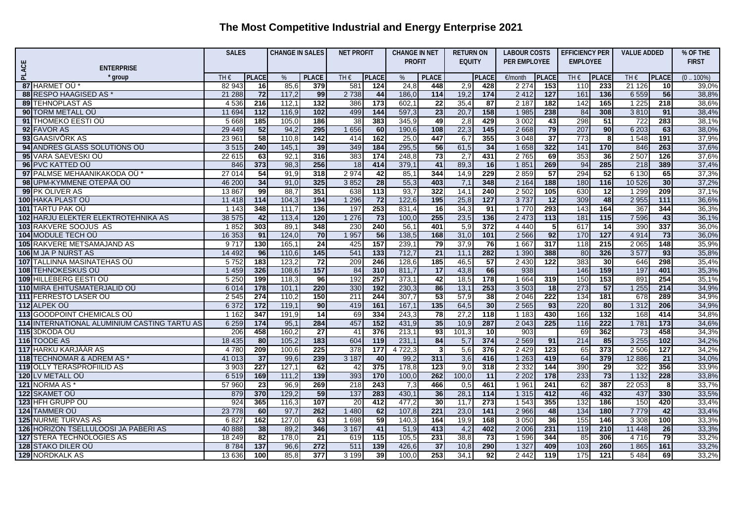# The Most Competitive Industrial and Energy Enterprise 2021

| PLACE | ENTERPRISE * group | SALES | | CHANGE IN SALES | | NET PROFIT | | CHANGE IN NET PROFIT | | RETURN ON EQUITY | | LABOUR COSTS PER EMPLOYEE | | EFFICIENCY PER EMPLOYEE | | VALUE ADDED | | % OF THE FIRST |
|---|---|---|---|---|---|---|---|---|---|---|---|---|---|---|---|---|---|---|
| | | TH € | PLACE | % | PLACE | TH € | PLACE | % | PLACE | | PLACE | €/month | PLACE | TH € | PLACE | TH € | PLACE | (0 .. 100%) |
| 87 | HARMET OÜ * | 82 943 | 16 | 85,6 | 379 | 581 | 124 | 24,8 | 448 | 2,9 | 428 | 2 274 | 153 | 110 | 233 | 21 126 | 10 | 39,0% |
| 88 | RESPO HAAGISED AS * | 21 288 | 72 | 117,2 | 99 | 2 738 | 44 | 186,0 | 114 | 19,2 | 174 | 2 412 | 127 | 161 | 136 | 6 559 | 56 | 38,8% |
| 89 | TEHNOPLAST AS | 4 536 | 216 | 112,1 | 132 | 386 | 173 | 602,1 | 22 | 35,4 | 87 | 2 187 | 182 | 142 | 165 | 1 225 | 218 | 38,6% |
| 90 | TORM METALL OÜ | 11 694 | 112 | 116,9 | 102 | 499 | 144 | 597,3 | 23 | 20,7 | 158 | 1 985 | 238 | 84 | 308 | 3 810 | 91 | 38,4% |
| 91 | THOMEKO EESTI OÜ | 5 668 | 185 | 105,0 | 186 | 38 | 383 | 345,9 | 49 | 2,8 | 429 | 3 002 | 43 | 298 | 51 | 722 | 283 | 38,1% |
| 92 | FAVOR AS | 29 449 | 52 | 94,2 | 295 | 1 656 | 60 | 190,6 | 108 | 22,3 | 145 | 2 668 | 79 | 207 | 90 | 6 203 | 63 | 38,0% |
| 93 | GAASIVÕRK AS | 23 961 | 58 | 110,8 | 142 | 414 | 162 | 25,0 | 447 | 6,7 | 355 | 3 048 | 37 | 773 | 8 | 1 548 | 191 | 37,9% |
| 94 | ANDRES GLASS SOLUTIONS OÜ | 3 515 | 240 | 145,1 | 39 | 349 | 184 | 295,5 | 56 | 61,5 | 34 | 1 658 | 322 | 141 | 170 | 846 | 263 | 37,6% |
| 95 | VARA SAEVESKI OÜ | 22 615 | 63 | 92,1 | 316 | 383 | 174 | 248,8 | 73 | 2,7 | 431 | 2 765 | 69 | 353 | 36 | 2 507 | 126 | 37,6% |
| 96 | PVC KATTED OÜ | 846 | 373 | 98,3 | 256 | 18 | 414 | 379,1 | 41 | 89,3 | 16 | 1 851 | 269 | 94 | 285 | 218 | 389 | 37,4% |
| 97 | PALMSE MEHAANIKAKODA OÜ * | 27 014 | 54 | 91,9 | 318 | 2 974 | 42 | 85,1 | 344 | 14,9 | 229 | 2 859 | 57 | 294 | 52 | 6 130 | 65 | 37,3% |
| 98 | UPM-KYMMENE OTEPÄÄ OÜ | 46 200 | 34 | 91,0 | 325 | 3 852 | 28 | 55,3 | 403 | 7,1 | 348 | 2 164 | 188 | 180 | 116 | 10 526 | 30 | 37,2% |
| 99 | PK OLIVER AS | 13 867 | 99 | 88,7 | 351 | 638 | 113 | 93,7 | 322 | 14,1 | 240 | 2 502 | 105 | 630 | 12 | 1 299 | 209 | 37,1% |
| 100 | HAKA PLAST OÜ | 11 418 | 114 | 104,3 | 194 | 1 296 | 72 | 122,6 | 195 | 25,8 | 127 | 3 737 | 12 | 309 | 48 | 2 955 | 111 | 36,6% |
| 101 | TARTU PAK OÜ | 1 143 | 348 | 111,7 | 136 | 197 | 253 | 831,4 | 16 | 34,3 | 91 | 1 770 | 293 | 143 | 164 | 367 | 344 | 36,3% |
| 102 | HARJU ELEKTER ELEKTROTEHNIKA AS | 38 575 | 42 | 113,4 | 120 | 1 276 | 73 | 100,0 | 255 | 23,5 | 136 | 2 473 | 113 | 181 | 115 | 7 596 | 43 | 36,1% |
| 103 | RAKVERE SOOJUS AS | 1 852 | 303 | 89,1 | 348 | 230 | 240 | 56,1 | 401 | 5,9 | 372 | 4 440 | 5 | 617 | 14 | 390 | 337 | 36,0% |
| 104 | MODULE TECH OÜ | 16 353 | 91 | 124,0 | 70 | 1 957 | 56 | 138,5 | 168 | 31,0 | 101 | 2 566 | 92 | 170 | 127 | 4 914 | 73 | 36,0% |
| 105 | RAKVERE METSAMAJAND AS | 9 717 | 130 | 165,1 | 24 | 425 | 157 | 239,1 | 79 | 37,9 | 76 | 1 667 | 317 | 118 | 215 | 2 065 | 148 | 35,9% |
| 106 | M JA P NURST AS | 14 492 | 96 | 110,6 | 145 | 541 | 133 | 712,7 | 21 | 11,1 | 282 | 1 390 | 388 | 80 | 326 | 3 577 | 93 | 35,8% |
| 107 | TALLINNA MASINATEHAS OÜ | 5 752 | 183 | 123,2 | 72 | 209 | 246 | 128,6 | 185 | 46,5 | 57 | 2 430 | 122 | 383 | 30 | 646 | 298 | 35,4% |
| 108 | TEHNOKESKUS OÜ | 1 459 | 326 | 108,6 | 157 | 84 | 310 | 811,7 | 17 | 43,8 | 66 | 938 | | 146 | 159 | 197 | 401 | 35,3% |
| 109 | HILLEBERG EESTI OÜ | 5 250 | 199 | 118,3 | 96 | 192 | 257 | 373,1 | 42 | 18,5 | 178 | 1 664 | 319 | 150 | 153 | 891 | 254 | 35,1% |
| 110 | MIRA EHITUSMATERJALID OÜ | 6 014 | 178 | 101,1 | 220 | 330 | 192 | 230,3 | 86 | 13,1 | 253 | 3 503 | 18 | 273 | 57 | 1 255 | 214 | 34,9% |
| 111 | FERRESTO LASER OÜ | 2 545 | 274 | 110,2 | 150 | 211 | 244 | 307,7 | 53 | 57,9 | 38 | 2 046 | 222 | 134 | 181 | 678 | 289 | 34,9% |
| 112 | ALPEK OÜ | 6 372 | 172 | 119,1 | 90 | 419 | 161 | 167,1 | 135 | 64,5 | 30 | 2 565 | 93 | 220 | 80 | 1 312 | 206 | 34,9% |
| 113 | GOODPOINT CHEMICALS OÜ | 1 162 | 347 | 191,9 | 14 | 69 | 334 | 243,3 | 78 | 27,2 | 118 | 1 183 | 430 | 166 | 132 | 168 | 414 | 34,8% |
| 114 | INTERNATIONAL ALUMINIUM CASTING TARTU AS | 6 259 | 174 | 95,1 | 284 | 457 | 152 | 431,9 | 35 | 10,9 | 287 | 2 043 | 225 | 116 | 222 | 1 781 | 173 | 34,6% |
| 115 | 3DKODA OÜ | 206 | 458 | 160,2 | 27 | 41 | 376 | 213,1 | 93 | 101,3 | 10 | 903 | | 69 | 362 | 73 | 458 | 34,3% |
| 116 | TOODE AS | 18 435 | 80 | 105,2 | 183 | 604 | 119 | 231,1 | 84 | 5,7 | 374 | 2 569 | 91 | 214 | 85 | 3 255 | 102 | 34,2% |
| 117 | HARKU KARJÄÄR AS | 4 780 | 209 | 100,6 | 225 | 378 | 177 | 4 722,3 | 3 | 5,6 | 376 | 2 429 | 123 | 65 | 373 | 2 506 | 127 | 34,2% |
| 118 | TECHNOMAR & ADREM AS * | 41 013 | 37 | 99,6 | 239 | 3 187 | 40 | 99,2 | 311 | 3,6 | 416 | 1 263 | 419 | 64 | 379 | 12 886 | 21 | 34,0% |
| 119 | OLLY TERASPROFIILID AS | 3 903 | 227 | 127,1 | 62 | 42 | 375 | 178,8 | 123 | 9,0 | 318 | 2 332 | 144 | 390 | 29 | 322 | 356 | 33,9% |
| 120 | LV METALL OÜ | 6 519 | 169 | 111,2 | 139 | 393 | 170 | 100,0 | 262 | 100,0 | 11 | 2 202 | 178 | 233 | 73 | 1 132 | 228 | 33,8% |
| 121 | NORMA AS * | 57 960 | 23 | 96,9 | 269 | 218 | 243 | 7,3 | 466 | 0,5 | 461 | 1 961 | 241 | 62 | 387 | 22 053 | 8 | 33,7% |
| 122 | SKAMET OÜ | 879 | 370 | 129,2 | 59 | 137 | 283 | 430,1 | 36 | 28,1 | 114 | 1 315 | 412 | 46 | 432 | 437 | 330 | 33,5% |
| 123 | HFH GRUPP OÜ | 924 | 365 | 116,3 | 107 | 20 | 412 | 477,2 | 30 | 11,7 | 273 | 1 543 | 355 | 132 | 186 | 150 | 420 | 33,4% |
| 124 | TAMMER OÜ | 23 778 | 60 | 97,7 | 262 | 1 480 | 62 | 107,8 | 221 | 23,0 | 141 | 2 966 | 48 | 134 | 180 | 7 779 | 42 | 33,4% |
| 125 | NURME TURVAS AS | 6 827 | 162 | 127,0 | 63 | 1 698 | 59 | 140,3 | 164 | 19,9 | 168 | 3 050 | 36 | 155 | 146 | 3 308 | 100 | 33,3% |
| 126 | HORIZON TSELLULOOSI JA PABERI AS | 40 888 | 38 | 89,2 | 346 | 3 167 | 41 | 51,9 | 413 | 4,2 | 402 | 2 006 | 231 | 119 | 210 | 11 448 | 26 | 33,3% |
| 127 | STERA TECHNOLOGIES AS | 18 249 | 82 | 178,0 | 21 | 619 | 115 | 105,5 | 231 | 38,8 | 73 | 1 596 | 344 | 85 | 306 | 4 716 | 79 | 33,2% |
| 128 | STAKO DILER OÜ | 8 784 | 137 | 96,6 | 272 | 511 | 139 | 426,6 | 37 | 10,8 | 290 | 1 327 | 409 | 103 | 260 | 1 865 | 161 | 33,2% |
| 129 | NORDKALK AS | 13 636 | 100 | 85,8 | 377 | 3 199 | 39 | 100,0 | 253 | 34,1 | 92 | 2 442 | 119 | 175 | 121 | 5 484 | 69 | 33,2% |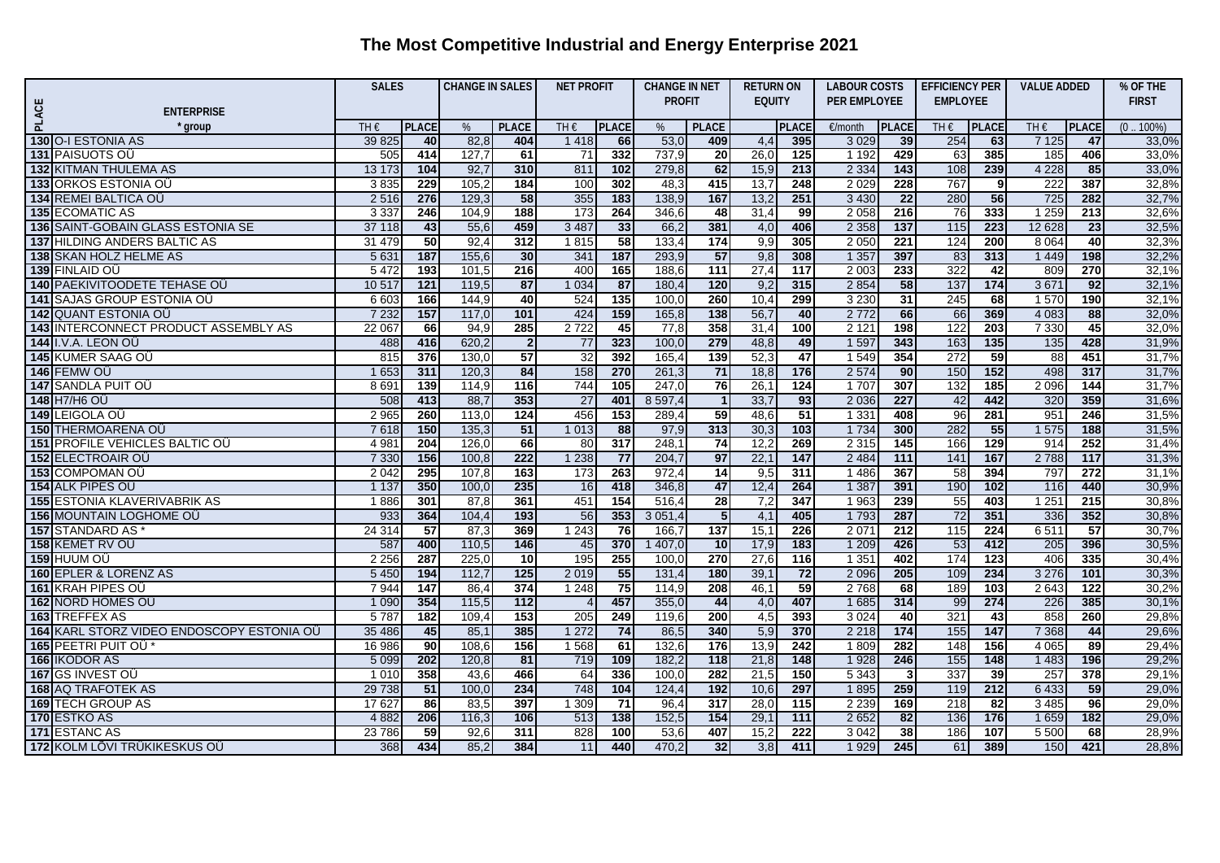# The Most Competitive Industrial and Energy Enterprise 2021

| PLACE | ENTERPRISE | SALES | | CHANGE IN SALES | | NET PROFIT | | CHANGE IN NET PROFIT | | RETURN ON EQUITY | | LABOUR COSTS PER EMPLOYEE | | EFFICIENCY PER EMPLOYEE | | VALUE ADDED | | % OF THE FIRST |
|---|---|---|---|---|---|---|---|---|---|---|---|---|---|---|---|---|---|---|
| | * group | TH € | PLACE | % | PLACE | TH € | PLACE | % | PLACE | | PLACE | €/month | PLACE | TH € | PLACE | TH € | PLACE | (0 .. 100%) |
| 130 | O-I ESTONIA AS | 39 825 | 40 | 82,8 | 404 | 1 418 | 66 | 53,0 | 409 | 4,4 | 395 | 3 029 | 39 | 254 | 63 | 7 125 | 47 | 33,0% |
| 131 | PAISUOTS OÜ | 505 | 414 | 127,7 | 61 | 71 | 332 | 737,9 | 20 | 26,0 | 125 | 1 192 | 429 | 63 | 385 | 185 | 406 | 33,0% |
| 132 | KITMAN THULEMA AS | 13 173 | 104 | 92,7 | 310 | 811 | 102 | 279,8 | 62 | 15,9 | 213 | 2 334 | 143 | 108 | 239 | 4 228 | 85 | 33,0% |
| 133 | ORKOS ESTONIA OÜ | 3 835 | 229 | 105,2 | 184 | 100 | 302 | 48,3 | 415 | 13,7 | 248 | 2 029 | 228 | 767 | 9 | 222 | 387 | 32,8% |
| 134 | REMEI BALTICA OÜ | 2 516 | 276 | 129,3 | 58 | 355 | 183 | 138,9 | 167 | 13,2 | 251 | 3 430 | 22 | 280 | 56 | 725 | 282 | 32,7% |
| 135 | ECOMATIC AS | 3 337 | 246 | 104,9 | 188 | 173 | 264 | 346,6 | 48 | 31,4 | 99 | 2 058 | 216 | 76 | 333 | 1 259 | 213 | 32,6% |
| 136 | SAINT-GOBAIN GLASS ESTONIA SE | 37 118 | 43 | 55,6 | 459 | 3 487 | 33 | 66,2 | 381 | 4,0 | 406 | 2 358 | 137 | 115 | 223 | 12 628 | 23 | 32,5% |
| 137 | HILDING ANDERS BALTIC AS | 31 479 | 50 | 92,4 | 312 | 1 815 | 58 | 133,4 | 174 | 9,9 | 305 | 2 050 | 221 | 124 | 200 | 8 064 | 40 | 32,3% |
| 138 | SKAN HOLZ HELME AS | 5 631 | 187 | 155,6 | 30 | 341 | 187 | 293,9 | 57 | 9,8 | 308 | 1 357 | 397 | 83 | 313 | 1 449 | 198 | 32,2% |
| 139 | FINLAID OÜ | 5 472 | 193 | 101,5 | 216 | 400 | 165 | 188,6 | 111 | 27,4 | 117 | 2 003 | 233 | 322 | 42 | 809 | 270 | 32,1% |
| 140 | PAEKIVITOODETE TEHASE OÜ | 10 517 | 121 | 119,5 | 87 | 1 034 | 87 | 180,4 | 120 | 9,2 | 315 | 2 854 | 58 | 137 | 174 | 3 671 | 92 | 32,1% |
| 141 | SAJAS GROUP ESTONIA OÜ | 6 603 | 166 | 144,9 | 40 | 524 | 135 | 100,0 | 260 | 10,4 | 299 | 3 230 | 31 | 245 | 68 | 1 570 | 190 | 32,1% |
| 142 | QUANT ESTONIA OÜ | 7 232 | 157 | 117,0 | 101 | 424 | 159 | 165,8 | 138 | 56,7 | 40 | 2 772 | 66 | 66 | 369 | 4 083 | 88 | 32,0% |
| 143 | INTERCONNECT PRODUCT ASSEMBLY AS | 22 067 | 66 | 94,9 | 285 | 2 722 | 45 | 77,8 | 358 | 31,4 | 100 | 2 121 | 198 | 122 | 203 | 7 330 | 45 | 32,0% |
| 144 | I.V.A. LEON OÜ | 488 | 416 | 620,2 | 2 | 77 | 323 | 100,0 | 279 | 48,8 | 49 | 1 597 | 343 | 163 | 135 | 135 | 428 | 31,9% |
| 145 | KUMER SAAG OÜ | 815 | 376 | 130,0 | 57 | 32 | 392 | 165,4 | 139 | 52,3 | 47 | 1 549 | 354 | 272 | 59 | 88 | 451 | 31,7% |
| 146 | FEMW OÜ | 1 653 | 311 | 120,3 | 84 | 158 | 270 | 261,3 | 71 | 18,8 | 176 | 2 574 | 90 | 150 | 152 | 498 | 317 | 31,7% |
| 147 | SANDLA PUIT OÜ | 8 691 | 139 | 114,9 | 116 | 744 | 105 | 247,0 | 76 | 26,1 | 124 | 1 707 | 307 | 132 | 185 | 2 096 | 144 | 31,7% |
| 148 | H7/H6 OÜ | 508 | 413 | 88,7 | 353 | 27 | 401 | 8 597,4 | 1 | 33,7 | 93 | 2 036 | 227 | 42 | 442 | 320 | 359 | 31,6% |
| 149 | LEIGOLA OÜ | 2 965 | 260 | 113,0 | 124 | 456 | 153 | 289,4 | 59 | 48,6 | 51 | 1 331 | 408 | 96 | 281 | 951 | 246 | 31,5% |
| 150 | THERMOARENA OÜ | 7 618 | 150 | 135,3 | 51 | 1 013 | 88 | 97,9 | 313 | 30,3 | 103 | 1 734 | 300 | 282 | 55 | 1 575 | 188 | 31,5% |
| 151 | PROFILE VEHICLES BALTIC OÜ | 4 981 | 204 | 126,0 | 66 | 80 | 317 | 248,1 | 74 | 12,2 | 269 | 2 315 | 145 | 166 | 129 | 914 | 252 | 31,4% |
| 152 | ELECTROAIR OÜ | 7 330 | 156 | 100,8 | 222 | 1 238 | 77 | 204,7 | 97 | 22,1 | 147 | 2 484 | 111 | 141 | 167 | 2 788 | 117 | 31,3% |
| 153 | COMPOMAN OÜ | 2 042 | 295 | 107,8 | 163 | 173 | 263 | 972,4 | 14 | 9,5 | 311 | 1 486 | 367 | 58 | 394 | 797 | 272 | 31,1% |
| 154 | ALK PIPES OÜ | 1 137 | 350 | 100,0 | 235 | 16 | 418 | 346,8 | 47 | 12,4 | 264 | 1 387 | 391 | 190 | 102 | 116 | 440 | 30,9% |
| 155 | ESTONIA KLAVERIVABRIK AS | 1 886 | 301 | 87,8 | 361 | 451 | 154 | 516,4 | 28 | 7,2 | 347 | 1 963 | 239 | 55 | 403 | 1 251 | 215 | 30,8% |
| 156 | MOUNTAIN LOGHOME OÜ | 933 | 364 | 104,4 | 193 | 56 | 353 | 3 051,4 | 5 | 4,1 | 405 | 1 793 | 287 | 72 | 351 | 336 | 352 | 30,8% |
| 157 | STANDARD AS * | 24 314 | 57 | 87,3 | 369 | 1 243 | 76 | 166,7 | 137 | 15,1 | 226 | 2 071 | 212 | 115 | 224 | 6 511 | 57 | 30,7% |
| 158 | KEMET RV OÜ | 587 | 400 | 110,5 | 146 | 45 | 370 | 1 407,0 | 10 | 17,9 | 183 | 1 209 | 426 | 53 | 412 | 205 | 396 | 30,5% |
| 159 | HUUM OÜ | 2 256 | 287 | 225,0 | 10 | 195 | 255 | 100,0 | 270 | 27,6 | 116 | 1 351 | 402 | 174 | 123 | 406 | 335 | 30,4% |
| 160 | EPLER & LORENZ AS | 5 450 | 194 | 112,7 | 125 | 2 019 | 55 | 131,4 | 180 | 39,1 | 72 | 2 096 | 205 | 109 | 234 | 3 276 | 101 | 30,3% |
| 161 | KRAH PIPES OÜ | 7 944 | 147 | 86,4 | 374 | 1 248 | 75 | 114,9 | 208 | 46,1 | 59 | 2 768 | 68 | 189 | 103 | 2 643 | 122 | 30,2% |
| 162 | NORD HOMES OÜ | 1 090 | 354 | 115,5 | 112 | 4 | 457 | 355,0 | 44 | 4,0 | 407 | 1 685 | 314 | 99 | 274 | 226 | 385 | 30,1% |
| 163 | TREFFEX AS | 5 787 | 182 | 109,4 | 153 | 205 | 249 | 119,6 | 200 | 4,5 | 393 | 3 024 | 40 | 321 | 43 | 858 | 260 | 29,8% |
| 164 | KARL STORZ VIDEO ENDOSCOPY ESTONIA OÜ | 35 486 | 45 | 85,1 | 385 | 1 272 | 74 | 86,5 | 340 | 5,9 | 370 | 2 218 | 174 | 155 | 147 | 7 368 | 44 | 29,6% |
| 165 | PEETRI PUIT OÜ * | 16 986 | 90 | 108,6 | 156 | 1 568 | 61 | 132,6 | 176 | 13,9 | 242 | 1 809 | 282 | 148 | 156 | 4 065 | 89 | 29,4% |
| 166 | IKODOR AS | 5 099 | 202 | 120,8 | 81 | 719 | 109 | 182,2 | 118 | 21,8 | 148 | 1 928 | 246 | 155 | 148 | 1 483 | 196 | 29,2% |
| 167 | GS INVEST OÜ | 1 010 | 358 | 43,6 | 466 | 64 | 336 | 100,0 | 282 | 21,5 | 150 | 5 343 | 3 | 337 | 39 | 257 | 378 | 29,1% |
| 168 | AQ TRAFOTEK AS | 29 738 | 51 | 100,0 | 234 | 748 | 104 | 124,4 | 192 | 10,6 | 297 | 1 895 | 259 | 119 | 212 | 6 433 | 59 | 29,0% |
| 169 | TECH GROUP AS | 17 627 | 86 | 83,5 | 397 | 1 309 | 71 | 96,4 | 317 | 28,0 | 115 | 2 239 | 169 | 218 | 82 | 3 485 | 96 | 29,0% |
| 170 | ESTKO AS | 4 882 | 206 | 116,3 | 106 | 513 | 138 | 152,5 | 154 | 29,1 | 111 | 2 652 | 82 | 136 | 176 | 1 659 | 182 | 29,0% |
| 171 | ESTANC AS | 23 786 | 59 | 92,6 | 311 | 828 | 100 | 53,6 | 407 | 15,2 | 222 | 3 042 | 38 | 186 | 107 | 5 500 | 68 | 28,9% |
| 172 | KOLM LÕVI TRÜKIKESKUS OÜ | 368 | 434 | 85,2 | 384 | 11 | 440 | 470,2 | 32 | 3,8 | 411 | 1 929 | 245 | 61 | 389 | 150 | 421 | 28,8% |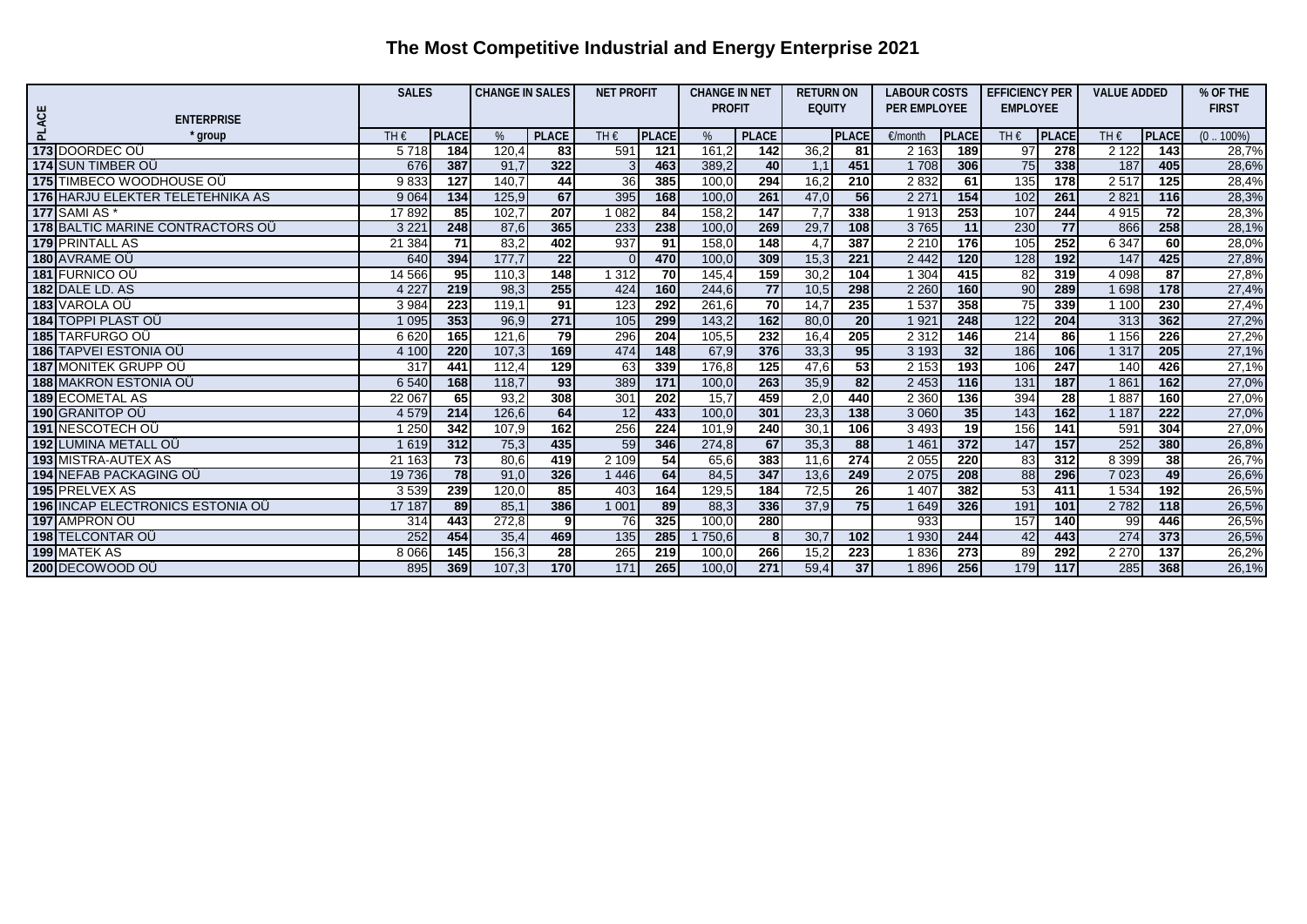# The Most Competitive Industrial and Energy Enterprise 2021

| PLACE | ENTERPRISE | SALES | | CHANGE IN SALES | | NET PROFIT | | CHANGE IN NET PROFIT | | RETURN ON EQUITY | | LABOUR COSTS PER EMPLOYEE | | EFFICIENCY PER EMPLOYEE | | VALUE ADDED | | % OF THE FIRST |
|---|---|---|---|---|---|---|---|---|---|---|---|---|---|---|---|---|---|---|
| | * group | TH € | PLACE | % | PLACE | TH € | PLACE | % | PLACE | | PLACE | €/month | PLACE | TH € | PLACE | TH € | PLACE | (0 .. 100%) |
| 173 | DOORDEC OÜ | 5 718 | 184 | 120,4 | 83 | 591 | 121 | 161,2 | 142 | 36,2 | 81 | 2 163 | 189 | 97 | 278 | 2 122 | 143 | 28,7% |
| 174 | SUN TIMBER OÜ | 676 | 387 | 91,7 | 322 | 3 | 463 | 389,2 | 40 | 1,1 | 451 | 1 708 | 306 | 75 | 338 | 187 | 405 | 28,6% |
| 175 | TIMBECO WOODHOUSE OÜ | 9 833 | 127 | 140,7 | 44 | 36 | 385 | 100,0 | 294 | 16,2 | 210 | 2 832 | 61 | 135 | 178 | 2 517 | 125 | 28,4% |
| 176 | HARJU ELEKTER TELETEHNIKA AS | 9 064 | 134 | 125,9 | 67 | 395 | 168 | 100,0 | 261 | 47,0 | 56 | 2 271 | 154 | 102 | 261 | 2 821 | 116 | 28,3% |
| 177 | SAMI AS * | 17 892 | 85 | 102,7 | 207 | 1 082 | 84 | 158,2 | 147 | 7,7 | 338 | 1 913 | 253 | 107 | 244 | 4 915 | 72 | 28,3% |
| 178 | BALTIC MARINE CONTRACTORS OÜ | 3 221 | 248 | 87,6 | 365 | 233 | 238 | 100,0 | 269 | 29,7 | 108 | 3 765 | 11 | 230 | 77 | 866 | 258 | 28,1% |
| 179 | PRINTALL AS | 21 384 | 71 | 83,2 | 402 | 937 | 91 | 158,0 | 148 | 4,7 | 387 | 2 210 | 176 | 105 | 252 | 6 347 | 60 | 28,0% |
| 180 | AVRAME OÜ | 640 | 394 | 177,7 | 22 | 0 | 470 | 100,0 | 309 | 15,3 | 221 | 2 442 | 120 | 128 | 192 | 147 | 425 | 27,8% |
| 181 | FURNICO OÜ | 14 566 | 95 | 110,3 | 148 | 1 312 | 70 | 145,4 | 159 | 30,2 | 104 | 1 304 | 415 | 82 | 319 | 4 098 | 87 | 27,8% |
| 182 | DALE LD. AS | 4 227 | 219 | 98,3 | 255 | 424 | 160 | 244,6 | 77 | 10,5 | 298 | 2 260 | 160 | 90 | 289 | 1 698 | 178 | 27,4% |
| 183 | VAROLA OÜ | 3 984 | 223 | 119,1 | 91 | 123 | 292 | 261,6 | 70 | 14,7 | 235 | 1 537 | 358 | 75 | 339 | 1 100 | 230 | 27,4% |
| 184 | TOPPI PLAST OÜ | 1 095 | 353 | 96,9 | 271 | 105 | 299 | 143,2 | 162 | 80,0 | 20 | 1 921 | 248 | 122 | 204 | 313 | 362 | 27,2% |
| 185 | TARFURGO OÜ | 6 620 | 165 | 121,6 | 79 | 296 | 204 | 105,5 | 232 | 16,4 | 205 | 2 312 | 146 | 214 | 86 | 1 156 | 226 | 27,2% |
| 186 | TAPVEI ESTONIA OÜ | 4 100 | 220 | 107,3 | 169 | 474 | 148 | 67,9 | 376 | 33,3 | 95 | 3 193 | 32 | 186 | 106 | 1 317 | 205 | 27,1% |
| 187 | MONITEK GRUPP OÜ | 317 | 441 | 112,4 | 129 | 63 | 339 | 176,8 | 125 | 47,6 | 53 | 2 153 | 193 | 106 | 247 | 140 | 426 | 27,1% |
| 188 | MAKRON ESTONIA OÜ | 6 540 | 168 | 118,7 | 93 | 389 | 171 | 100,0 | 263 | 35,9 | 82 | 2 453 | 116 | 131 | 187 | 1 861 | 162 | 27,0% |
| 189 | ECOMETAL AS | 22 067 | 65 | 93,2 | 308 | 301 | 202 | 15,7 | 459 | 2,0 | 440 | 2 360 | 136 | 394 | 28 | 1 887 | 160 | 27,0% |
| 190 | GRANITOP OÜ | 4 579 | 214 | 126,6 | 64 | 12 | 433 | 100,0 | 301 | 23,3 | 138 | 3 060 | 35 | 143 | 162 | 1 187 | 222 | 27,0% |
| 191 | NESCOTECH OÜ | 1 250 | 342 | 107,9 | 162 | 256 | 224 | 101,9 | 240 | 30,1 | 106 | 3 493 | 19 | 156 | 141 | 591 | 304 | 27,0% |
| 192 | LUMINA METALL OÜ | 1 619 | 312 | 75,3 | 435 | 59 | 346 | 274,8 | 67 | 35,3 | 88 | 1 461 | 372 | 147 | 157 | 252 | 380 | 26,8% |
| 193 | MISTRA-AUTEX AS | 21 163 | 73 | 80,6 | 419 | 2 109 | 54 | 65,6 | 383 | 11,6 | 274 | 2 055 | 220 | 83 | 312 | 8 399 | 38 | 26,7% |
| 194 | NEFAB PACKAGING OÜ | 19 736 | 78 | 91,0 | 326 | 1 446 | 64 | 84,5 | 347 | 13,6 | 249 | 2 075 | 208 | 88 | 296 | 7 023 | 49 | 26,6% |
| 195 | PRELVEX AS | 3 539 | 239 | 120,0 | 85 | 403 | 164 | 129,5 | 184 | 72,5 | 26 | 1 407 | 382 | 53 | 411 | 1 534 | 192 | 26,5% |
| 196 | INCAP ELECTRONICS ESTONIA OÜ | 17 187 | 89 | 85,1 | 386 | 1 001 | 89 | 88,3 | 336 | 37,9 | 75 | 1 649 | 326 | 191 | 101 | 2 782 | 118 | 26,5% |
| 197 | AMPRON OÜ | 314 | 443 | 272,8 | 9 | 76 | 325 | 100,0 | 280 | | | 933 | | 157 | 140 | 99 | 446 | 26,5% |
| 198 | TELCONTAR OÜ | 252 | 454 | 35,4 | 469 | 135 | 285 | 1 750,6 | 8 | 30,7 | 102 | 1 930 | 244 | 42 | 443 | 274 | 373 | 26,5% |
| 199 | MATEK AS | 8 066 | 145 | 156,3 | 28 | 265 | 219 | 100,0 | 266 | 15,2 | 223 | 1 836 | 273 | 89 | 292 | 2 270 | 137 | 26,2% |
| 200 | DECOWOOD OÜ | 895 | 369 | 107,3 | 170 | 171 | 265 | 100,0 | 271 | 59,4 | 37 | 1 896 | 256 | 179 | 117 | 285 | 368 | 26,1% |